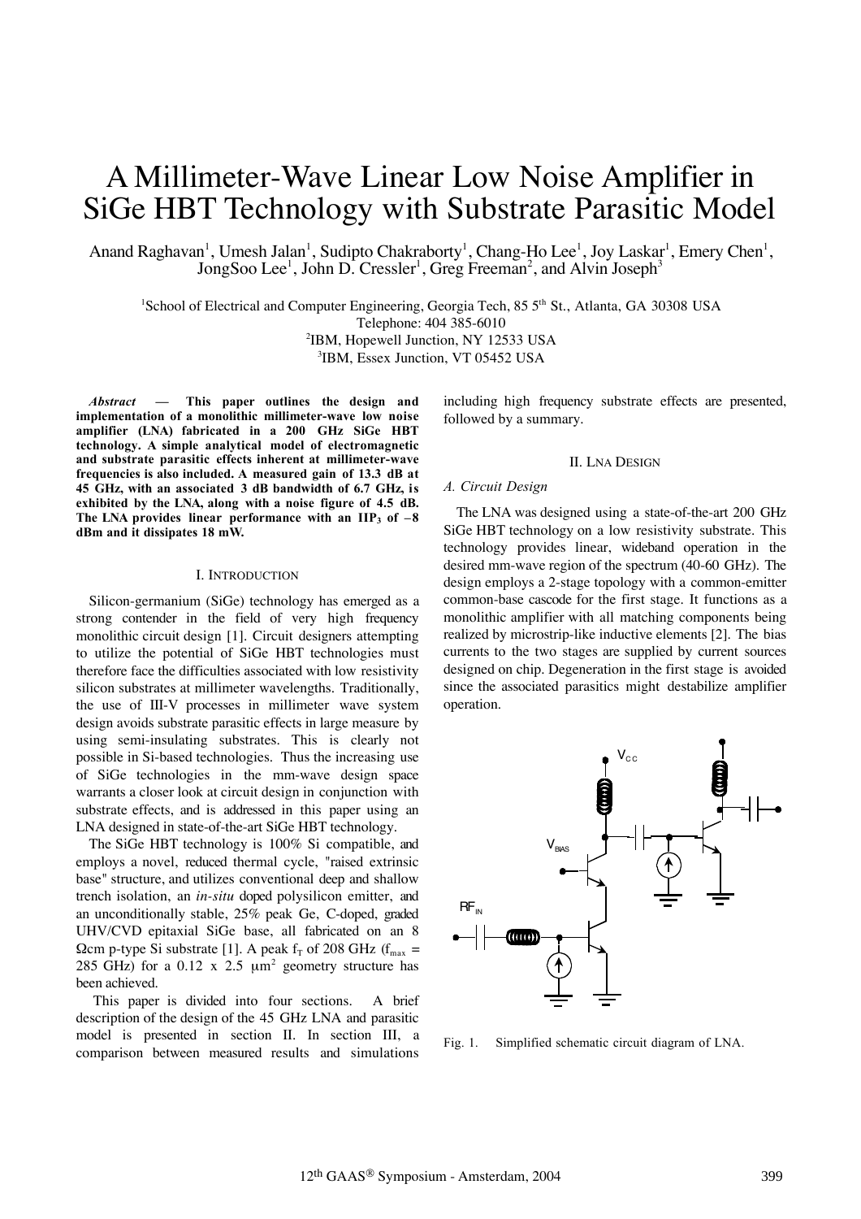# A Millimeter-Wave Linear Low Noise Amplifier in SiGe HBT Technology with Substrate Parasitic Model

Anand Raghavan[1], Umesh Jalan[1], Sudipto Chakraborty[1], Chang-Ho Lee[1], Joy Laskar[1], Emery Chen[1], JongSoo Lee[1], John D. Cressler[1], Greg Freeman[2], and Alvin Joseph[3]

[1]School of Electrical and Computer Engineering, Georgia Tech, 85 5th St., Atlanta, GA 30308 USA
Telephone: 404 385-6010
[2]IBM, Hopewell Junction, NY 12533 USA
[3]IBM, Essex Junction, VT 05452 USA

***Abstract* — This paper outlines the design and implementation of a monolithic millimeter-wave low noise amplifier (LNA) fabricated in a 200 GHz SiGe HBT technology. A simple analytical model of electromagnetic and substrate parasitic effects inherent at millimeter-wave frequencies is also included. A measured gain of 13.3 dB at 45 GHz, with an associated 3 dB bandwidth of 6.7 GHz, is exhibited by the LNA, along with a noise figure of 4.5 dB. The LNA provides linear performance with an $IIP_3$ of –8 dBm and it dissipates 18 mW.**

## I. Introduction

Silicon-germanium (SiGe) technology has emerged as a strong contender in the field of very high frequency monolithic circuit design [1]. Circuit designers attempting to utilize the potential of SiGe HBT technologies must therefore face the difficulties associated with low resistivity silicon substrates at millimeter wavelengths. Traditionally, the use of III-V processes in millimeter wave system design avoids substrate parasitic effects in large measure by using semi-insulating substrates. This is clearly not possible in Si-based technologies. Thus the increasing use of SiGe technologies in the mm-wave design space warrants a closer look at circuit design in conjunction with substrate effects, and is addressed in this paper using an LNA designed in state-of-the-art SiGe HBT technology.

The SiGe HBT technology is 100% Si compatible, and employs a novel, reduced thermal cycle, "raised extrinsic base" structure, and utilizes conventional deep and shallow trench isolation, an *in-situ* doped polysilicon emitter, and an unconditionally stable, 25% peak Ge, C-doped, graded UHV/CVD epitaxial SiGe base, all fabricated on an 8 Ωcm p-type Si substrate [1]. A peak $f_T$ of 208 GHz ($f_{max}$ = 285 GHz) for a 0.12 x 2.5 μm$^2$ geometry structure has been achieved.

This paper is divided into four sections. A brief description of the design of the 45 GHz LNA and parasitic model is presented in section II. In section III, a comparison between measured results and simulations including high frequency substrate effects are presented, followed by a summary.

## II. LNA Design

### A. Circuit Design

The LNA was designed using a state-of-the-art 200 GHz SiGe HBT technology on a low resistivity substrate. This technology provides linear, wideband operation in the desired mm-wave region of the spectrum (40-60 GHz). The design employs a 2-stage topology with a common-emitter common-base cascode for the first stage. It functions as a monolithic amplifier with all matching components being realized by microstrip-like inductive elements [2]. The bias currents to the two stages are supplied by current sources designed on chip. Degeneration in the first stage is avoided since the associated parasitics might destabilize amplifier operation.

Fig. 1. Simplified schematic circuit diagram of LNA.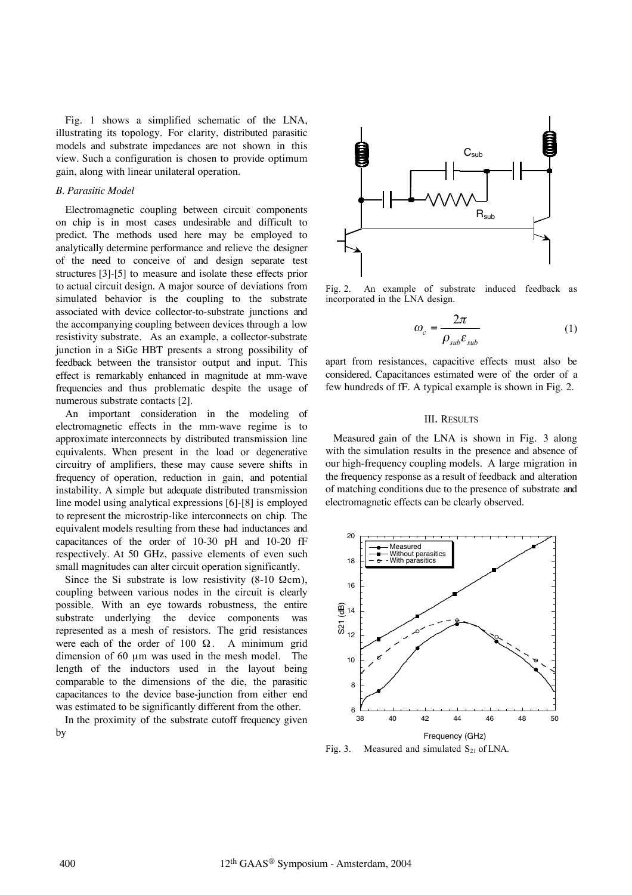Fig. 1 shows a simplified schematic of the LNA, illustrating its topology. For clarity, distributed parasitic models and substrate impedances are not shown in this view. Such a configuration is chosen to provide optimum gain, along with linear unilateral operation.

### *B. Parasitic Model*

Electromagnetic coupling between circuit components on chip is in most cases undesirable and difficult to predict. The methods used here may be employed to analytically determine performance and relieve the designer of the need to conceive of and design separate test structures [3]-[5] to measure and isolate these effects prior to actual circuit design. A major source of deviations from simulated behavior is the coupling to the substrate associated with device collector-to-substrate junctions and the accompanying coupling between devices through a low resistivity substrate. As an example, a collector-substrate junction in a SiGe HBT presents a strong possibility of feedback between the transistor output and input. This effect is remarkably enhanced in magnitude at mm-wave frequencies and thus problematic despite the usage of numerous substrate contacts [2].

An important consideration in the modeling of electromagnetic effects in the mm-wave regime is to approximate interconnects by distributed transmission line equivalents. When present in the load or degenerative circuitry of amplifiers, these may cause severe shifts in frequency of operation, reduction in gain, and potential instability. A simple but adequate distributed transmission line model using analytical expressions [6]-[8] is employed to represent the microstrip-like interconnects on chip. The equivalent models resulting from these had inductances and capacitances of the order of 10-30 pH and 10-20 fF respectively. At 50 GHz, passive elements of even such small magnitudes can alter circuit operation significantly.

Since the Si substrate is low resistivity (8-10 Ωcm), coupling between various nodes in the circuit is clearly possible. With an eye towards robustness, the entire substrate underlying the device components was represented as a mesh of resistors. The grid resistances were each of the order of 100 Ω. A minimum grid dimension of 60 μm was used in the mesh model. The length of the inductors used in the layout being comparable to the dimensions of the die, the parasitic capacitances to the device base-junction from either end was estimated to be significantly different from the other.

In the proximity of the substrate cutoff frequency given by

$$\omega_c = \frac{2\pi}{\rho_{sub}\varepsilon_{sub}} \tag{1}$$

apart from resistances, capacitive effects must also be considered. Capacitances estimated were of the order of a few hundreds of fF. A typical example is shown in Fig. 2.

Fig. 2. An example of substrate induced feedback as incorporated in the LNA design.

## III. RESULTS

Measured gain of the LNA is shown in Fig. 3 along with the simulation results in the presence and absence of our high-frequency coupling models. A large migration in the frequency response as a result of feedback and alteration of matching conditions due to the presence of substrate and electromagnetic effects can be clearly observed.

Fig. 3. Measured and simulated $S_{21}$ of LNA.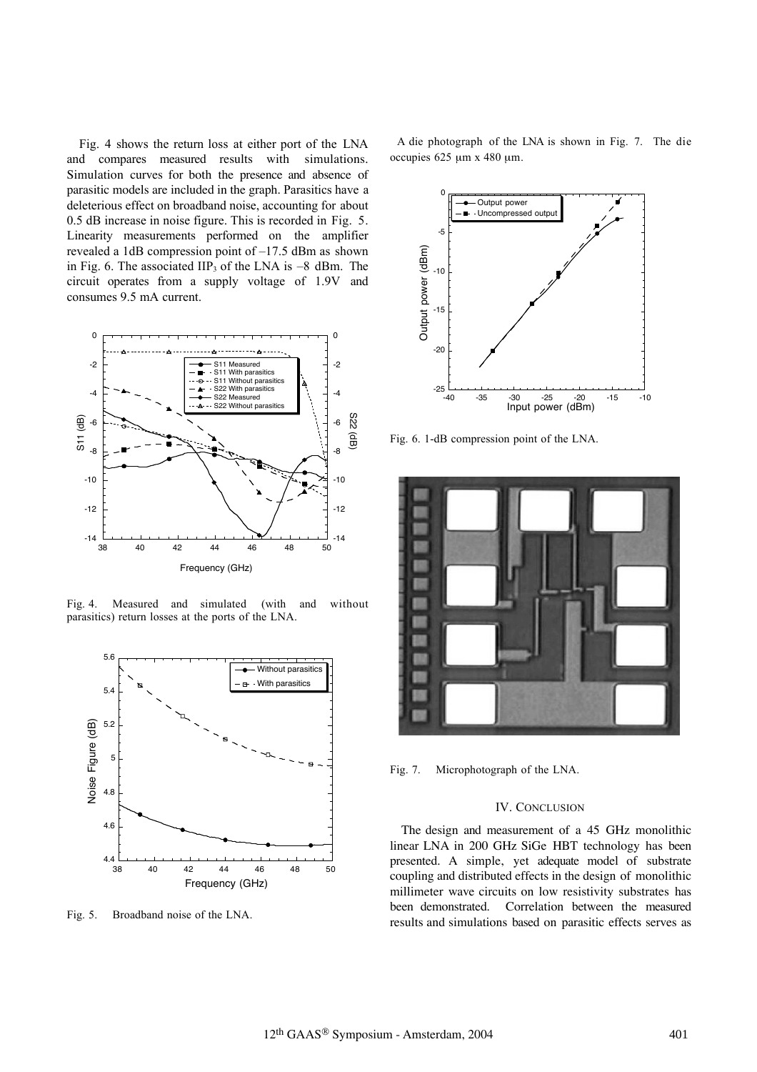Fig. 4 shows the return loss at either port of the LNA and compares measured results with simulations. Simulation curves for both the presence and absence of parasitic models are included in the graph. Parasitics have a deleterious effect on broadband noise, accounting for about 0.5 dB increase in noise figure. This is recorded in Fig. 5. Linearity measurements performed on the amplifier revealed a 1dB compression point of –17.5 dBm as shown in Fig. 6. The associated $IIP_3$ of the LNA is –8 dBm. The circuit operates from a supply voltage of 1.9V and consumes 9.5 mA current.

Fig. 4. Measured and simulated (with and without parasitics) return losses at the ports of the LNA.

Fig. 5. Broadband noise of the LNA.

A die photograph of the LNA is shown in Fig. 7. The die occupies 625 μm x 480 μm.

Fig. 6. 1-dB compression point of the LNA.

Fig. 7. Microphotograph of the LNA.

## IV. Conclusion

The design and measurement of a 45 GHz monolithic linear LNA in 200 GHz SiGe HBT technology has been presented. A simple, yet adequate model of substrate coupling and distributed effects in the design of monolithic millimeter wave circuits on low resistivity substrates has been demonstrated. Correlation between the measured results and simulations based on parasitic effects serves as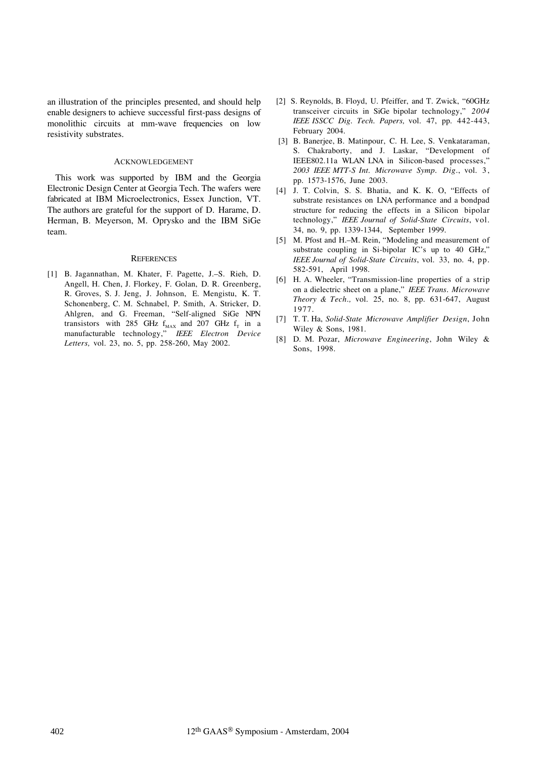an illustration of the principles presented, and should help enable designers to achieve successful first-pass designs of monolithic circuits at mm-wave frequencies on low resistivity substrates.

## ACKNOWLEDGEMENT

This work was supported by IBM and the Georgia Electronic Design Center at Georgia Tech. The wafers were fabricated at IBM Microelectronics, Essex Junction, VT. The authors are grateful for the support of D. Harame, D. Herman, B. Meyerson, M. Oprysko and the IBM SiGe team.

## REFERENCES

[1] B. Jagannathan, M. Khater, F. Pagette, J.–S. Rieh, D. Angell, H. Chen, J. Florkey, F. Golan, D. R. Greenberg, R. Groves, S. J. Jeng, J. Johnson, E. Mengistu, K. T. Schonenberg, C. M. Schnabel, P. Smith, A. Stricker, D. Ahlgren, and G. Freeman, "Self-aligned SiGe NPN transistors with 285 GHz $f_{MAX}$ and 207 GHz $f_T$ in a manufacturable technology," *IEEE Electron Device Letters,* vol. 23, no. 5, pp. 258-260, May 2002.

[2] S. Reynolds, B. Floyd, U. Pfeiffer, and T. Zwick, "60GHz transceiver circuits in SiGe bipolar technology," *2004 IEEE ISSCC Dig. Tech. Papers,* vol. 47, pp. 442-443, February 2004.

[3] B. Banerjee, B. Matinpour, C. H. Lee, S. Venkataraman, S. Chakraborty, and J. Laskar, "Development of IEEE802.11a WLAN LNA in Silicon-based processes," *2003 IEEE MTT-S Int. Microwave Symp. Dig.*, vol. 3, pp. 1573-1576, June 2003.

[4] J. T. Colvin, S. S. Bhatia, and K. K. O, "Effects of substrate resistances on LNA performance and a bondpad structure for reducing the effects in a Silicon bipolar technology," *IEEE Journal of Solid-State Circuits*, vol. 34, no. 9, pp. 1339-1344, September 1999.

[5] M. Pfost and H.–M. Rein, "Modeling and measurement of substrate coupling in Si-bipolar IC's up to 40 GHz," *IEEE Journal of Solid-State Circuits*, vol. 33, no. 4, pp. 582-591, April 1998.

[6] H. A. Wheeler, "Transmission-line properties of a strip on a dielectric sheet on a plane," *IEEE Trans. Microwave Theory & Tech.,* vol. 25, no. 8, pp. 631-647, August 1977.

[7] T. T. Ha, *Solid-State Microwave Amplifier Design*, John Wiley & Sons, 1981.

[8] D. M. Pozar, *Microwave Engineering*, John Wiley & Sons, 1998.